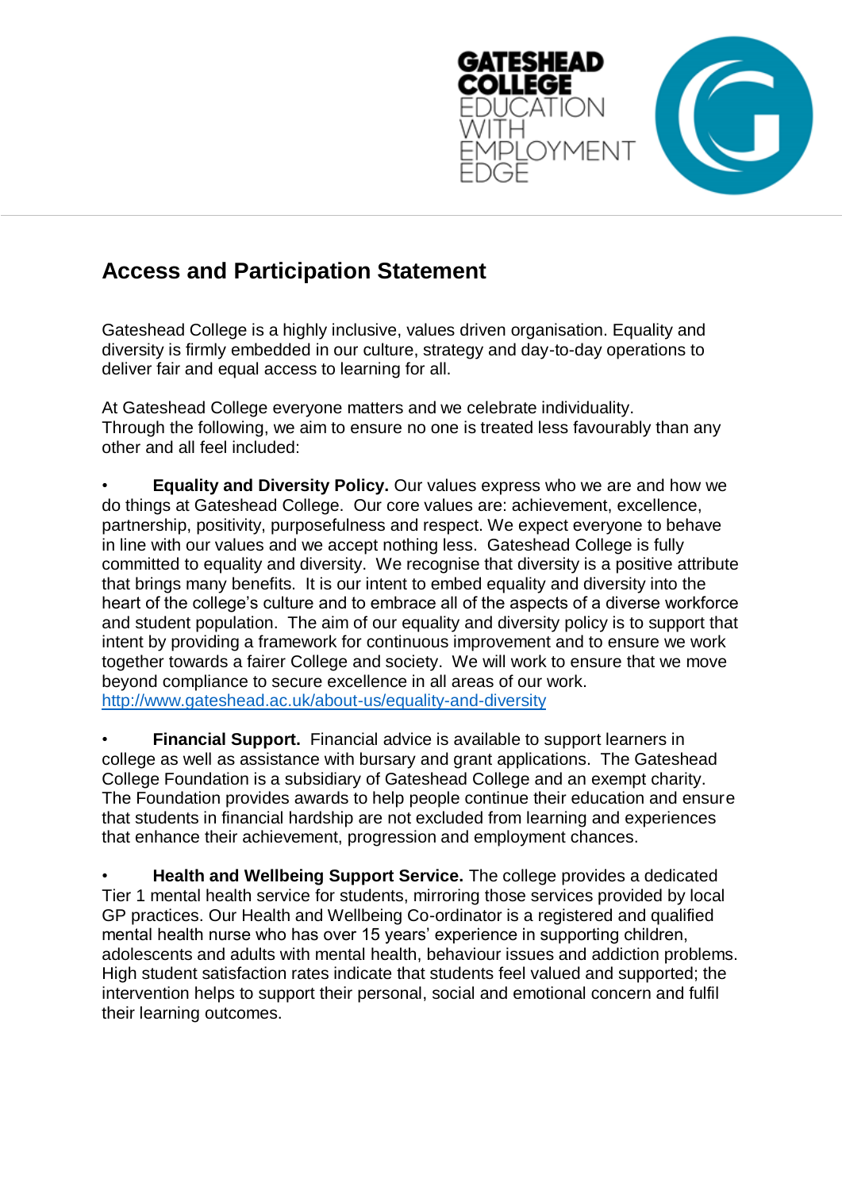GATESHEAD COLLEGE
EDUCATION WITH EMPLOYMENT EDGE

# Access and Participation Statement

Gateshead College is a highly inclusive, values driven organisation. Equality and diversity is firmly embedded in our culture, strategy and day-to-day operations to deliver fair and equal access to learning for all.

At Gateshead College everyone matters and we celebrate individuality. Through the following, we aim to ensure no one is treated less favourably than any other and all feel included:

- **Equality and Diversity Policy.** Our values express who we are and how we do things at Gateshead College. Our core values are: achievement, excellence, partnership, positivity, purposefulness and respect. We expect everyone to behave in line with our values and we accept nothing less. Gateshead College is fully committed to equality and diversity. We recognise that diversity is a positive attribute that brings many benefits. It is our intent to embed equality and diversity into the heart of the college's culture and to embrace all of the aspects of a diverse workforce and student population. The aim of our equality and diversity policy is to support that intent by providing a framework for continuous improvement and to ensure we work together towards a fairer College and society. We will work to ensure that we move beyond compliance to secure excellence in all areas of our work. [http://www.gateshead.ac.uk/about-us/equality-and-diversity](http://www.gateshead.ac.uk/about-us/equality-and-diversity)

- **Financial Support.** Financial advice is available to support learners in college as well as assistance with bursary and grant applications. The Gateshead College Foundation is a subsidiary of Gateshead College and an exempt charity. The Foundation provides awards to help people continue their education and ensure that students in financial hardship are not excluded from learning and experiences that enhance their achievement, progression and employment chances.

- **Health and Wellbeing Support Service.** The college provides a dedicated Tier 1 mental health service for students, mirroring those services provided by local GP practices. Our Health and Wellbeing Co-ordinator is a registered and qualified mental health nurse who has over 15 years' experience in supporting children, adolescents and adults with mental health, behaviour issues and addiction problems. High student satisfaction rates indicate that students feel valued and supported; the intervention helps to support their personal, social and emotional concern and fulfil their learning outcomes.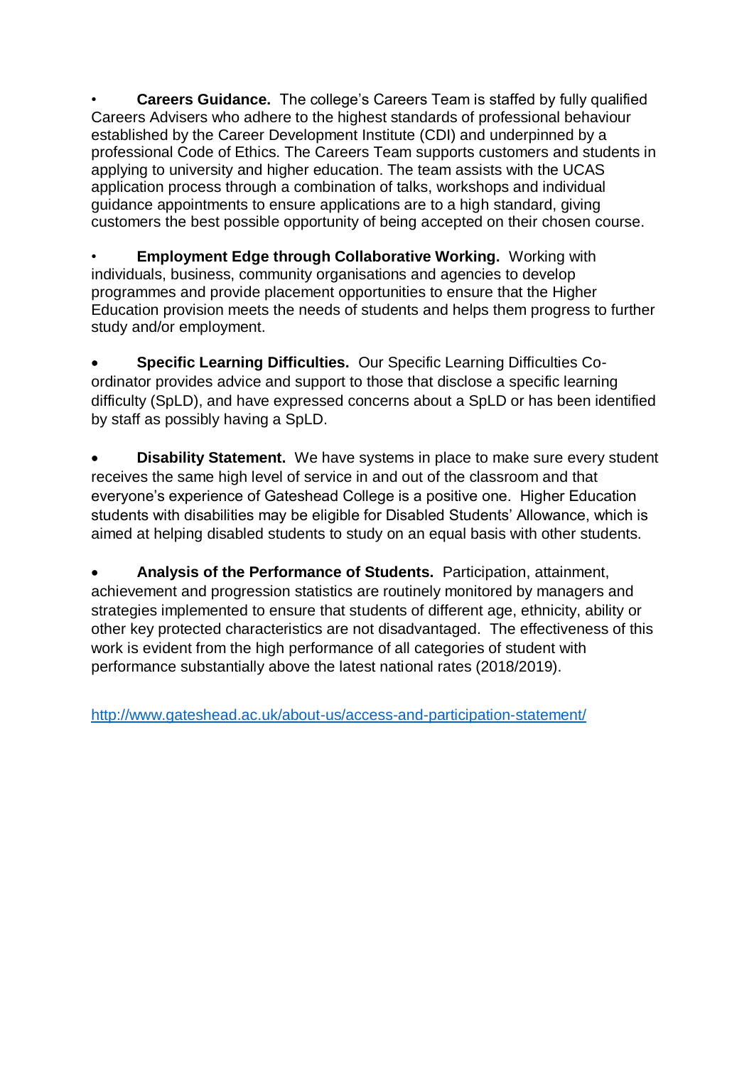- **Careers Guidance.** The college's Careers Team is staffed by fully qualified Careers Advisers who adhere to the highest standards of professional behaviour established by the Career Development Institute (CDI) and underpinned by a professional Code of Ethics. The Careers Team supports customers and students in applying to university and higher education. The team assists with the UCAS application process through a combination of talks, workshops and individual guidance appointments to ensure applications are to a high standard, giving customers the best possible opportunity of being accepted on their chosen course.

- **Employment Edge through Collaborative Working.** Working with individuals, business, community organisations and agencies to develop programmes and provide placement opportunities to ensure that the Higher Education provision meets the needs of students and helps them progress to further study and/or employment.

- **Specific Learning Difficulties.** Our Specific Learning Difficulties Co-ordinator provides advice and support to those that disclose a specific learning difficulty (SpLD), and have expressed concerns about a SpLD or has been identified by staff as possibly having a SpLD.

- **Disability Statement.** We have systems in place to make sure every student receives the same high level of service in and out of the classroom and that everyone's experience of Gateshead College is a positive one. Higher Education students with disabilities may be eligible for Disabled Students' Allowance, which is aimed at helping disabled students to study on an equal basis with other students.

- **Analysis of the Performance of Students.** Participation, attainment, achievement and progression statistics are routinely monitored by managers and strategies implemented to ensure that students of different age, ethnicity, ability or other key protected characteristics are not disadvantaged. The effectiveness of this work is evident from the high performance of all categories of student with performance substantially above the latest national rates (2018/2019).

http://www.gateshead.ac.uk/about-us/access-and-participation-statement/